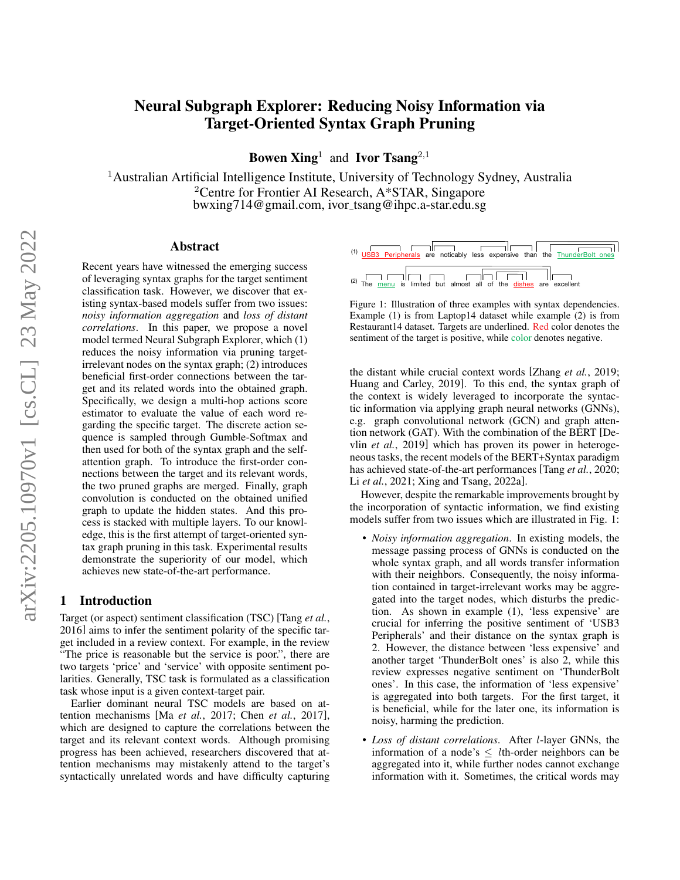# Neural Subgraph Explorer: Reducing Noisy Information via Target-Oriented Syntax Graph Pruning

**Bowen Xing**[1] and **Ivor Tsang**[2,1]

[1]Australian Artificial Intelligence Institute, University of Technology Sydney, Australia
[2]Centre for Frontier AI Research, A*STAR, Singapore
bwxing714@gmail.com, ivor_tsang@ihpc.a-star.edu.sg

## Abstract

Recent years have witnessed the emerging success of leveraging syntax graphs for the target sentiment classification task. However, we discover that existing syntax-based models suffer from two issues: *noisy information aggregation* and *loss of distant correlations*. In this paper, we propose a novel model termed Neural Subgraph Explorer, which (1) reduces the noisy information via pruning target-irrelevant nodes on the syntax graph; (2) introduces beneficial first-order connections between the target and its related words into the obtained graph. Specifically, we design a multi-hop actions score estimator to evaluate the value of each word regarding the specific target. The discrete action sequence is sampled through Gumble-Softmax and then used for both of the syntax graph and the self-attention graph. To introduce the first-order connections between the target and its relevant words, the two pruned graphs are merged. Finally, graph convolution is conducted on the obtained unified graph to update the hidden states. And this process is stacked with multiple layers. To our knowledge, this is the first attempt of target-oriented syntax graph pruning in this task. Experimental results demonstrate the superiority of our model, which achieves new state-of-the-art performance.

## 1 Introduction

Target (or aspect) sentiment classification (TSC) [Tang *et al.*, 2016] aims to infer the sentiment polarity of the specific target included in a review context. For example, in the review "The price is reasonable but the service is poor.", there are two targets 'price' and 'service' with opposite sentiment polarities. Generally, TSC task is formulated as a classification task whose input is a given context-target pair.

Earlier dominant neural TSC models are based on attention mechanisms [Ma *et al.*, 2017; Chen *et al.*, 2017], which are designed to capture the correlations between the target and its relevant context words. Although promising progress has been achieved, researchers discovered that attention mechanisms may mistakenly attend to the target's syntactically unrelated words and have difficulty capturing

(1) USB3 Peripherals are noticably less expensive than the ThunderBolt ones

(2) The menu is limited but almost all of the dishes are excellent

Figure 1: Illustration of three examples with syntax dependencies. Example (1) is from Laptop14 dataset while example (2) is from Restaurant14 dataset. Targets are underlined. Red color denotes the sentiment of the target is positive, while color denotes negative.

the distant while crucial context words [Zhang *et al.*, 2019; Huang and Carley, 2019]. To this end, the syntax graph of the context is widely leveraged to incorporate the syntactic information via applying graph neural networks (GNNs), e.g. graph convolutional network (GCN) and graph attention network (GAT). With the combination of the BERT [Devlin *et al.*, 2019] which has proven its power in heterogeneous tasks, the recent models of the BERT+Syntax paradigm has achieved state-of-the-art performances [Tang *et al.*, 2020; Li *et al.*, 2021; Xing and Tsang, 2022a].

However, despite the remarkable improvements brought by the incorporation of syntactic information, we find existing models suffer from two issues which are illustrated in Fig. 1:

- *Noisy information aggregation*. In existing models, the message passing process of GNNs is conducted on the whole syntax graph, and all words transfer information with their neighbors. Consequently, the noisy information contained in target-irrelevant works may be aggregated into the target nodes, which disturbs the prediction. As shown in example (1), 'less expensive' are crucial for inferring the positive sentiment of 'USB3 Peripherals' and their distance on the syntax graph is 2. However, the distance between 'less expensive' and another target 'ThunderBolt ones' is also 2, while this review expresses negative sentiment on 'ThunderBolt ones'. In this case, the information of 'less expensive' is aggregated into both targets. For the first target, it is beneficial, while for the later one, its information is noisy, harming the prediction.
- *Loss of distant correlations*. After $l$-layer GNNs, the information of a node's $\leq$ $l$th-order neighbors can be aggregated into it, while further nodes cannot exchange information with it. Sometimes, the critical words may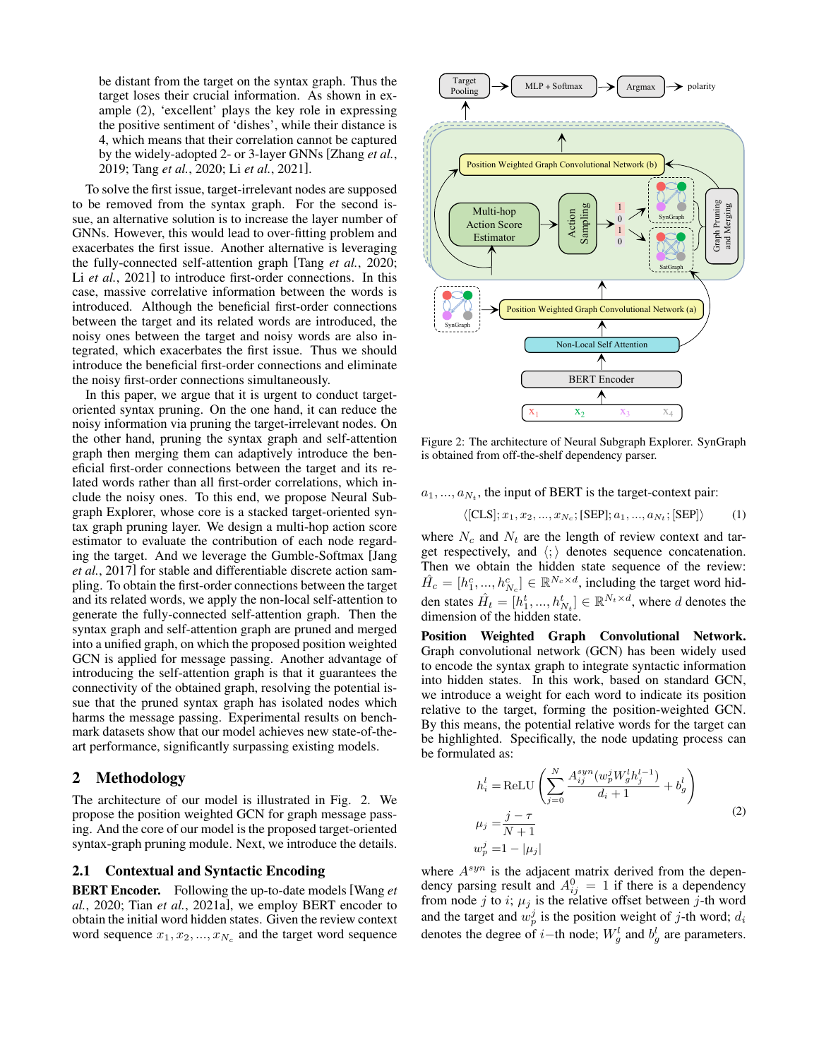be distant from the target on the syntax graph. Thus the target loses their crucial information. As shown in example (2), 'excellent' plays the key role in expressing the positive sentiment of 'dishes', while their distance is 4, which means that their correlation cannot be captured by the widely-adopted 2- or 3-layer GNNs [Zhang *et al.*, 2019; Tang *et al.*, 2020; Li *et al.*, 2021].

To solve the first issue, target-irrelevant nodes are supposed to be removed from the syntax graph. For the second issue, an alternative solution is to increase the layer number of GNNs. However, this would lead to over-fitting problem and exacerbates the first issue. Another alternative is leveraging the fully-connected self-attention graph [Tang *et al.*, 2020; Li *et al.*, 2021] to introduce first-order connections. In this case, massive correlative information between the words is introduced. Although the beneficial first-order connections between the target and its related words are introduced, the noisy ones between the target and noisy words are also integrated, which exacerbates the first issue. Thus we should introduce the beneficial first-order connections and eliminate the noisy first-order connections simultaneously.

In this paper, we argue that it is urgent to conduct target-oriented syntax pruning. On the one hand, it can reduce the noisy information via pruning the target-irrelevant nodes. On the other hand, pruning the syntax graph and self-attention graph then merging them can adaptively introduce the beneficial first-order connections between the target and its related words rather than all first-order correlations, which include the noisy ones. To this end, we propose Neural Subgraph Explorer, whose core is a stacked target-oriented syntax graph pruning layer. We design a multi-hop action score estimator to evaluate the contribution of each node regarding the target. And we leverage the Gumble-Softmax [Jang *et al.*, 2017] for stable and differentiable discrete action sampling. To obtain the first-order connections between the target and its related words, we apply the non-local self-attention to generate the fully-connected self-attention graph. Then the syntax graph and self-attention graph are pruned and merged into a unified graph, on which the proposed position weighted GCN is applied for message passing. Another advantage of introducing the self-attention graph is that it guarantees the connectivity of the obtained graph, resolving the potential issue that the pruned syntax graph has isolated nodes which harms the message passing. Experimental results on benchmark datasets show that our model achieves new state-of-the-art performance, significantly surpassing existing models.

## 2 Methodology

The architecture of our model is illustrated in Fig. 2. We propose the position weighted GCN for graph message passing. And the core of our model is the proposed target-oriented syntax-graph pruning module. Next, we introduce the details.

### 2.1 Contextual and Syntactic Encoding

**BERT Encoder.** Following the up-to-date models [Wang *et al.*, 2020; Tian *et al.*, 2021a], we employ BERT encoder to obtain the initial word hidden states. Given the review context word sequence $x_1, x_2, ..., x_{N_c}$ and the target word sequence

Figure 2: The architecture of Neural Subgraph Explorer. SynGraph is obtained from off-the-shelf dependency parser.

$a_1, ..., a_{N_t}$, the input of BERT is the target-context pair:

$$\langle [\text{CLS}]; x_1, x_2, ..., x_{N_c}; [\text{SEP}]; a_1, ..., a_{N_t}; [\text{SEP}] \rangle \tag{1}$$

where $N_c$ and $N_t$ are the length of review context and target respectively, and $\langle ; \rangle$ denotes sequence concatenation. Then we obtain the hidden state sequence of the review: $\hat{H}_c = [h_1^c, ..., h_{N_c}^c] \in \mathbb{R}^{N_c \times d}$, including the target word hidden states $\hat{H}_t = [h_1^t, ..., h_{N_t}^t] \in \mathbb{R}^{N_t \times d}$, where $d$ denotes the dimension of the hidden state.

**Position Weighted Graph Convolutional Network.** Graph convolutional network (GCN) has been widely used to encode the syntax graph to integrate syntactic information into hidden states. In this work, based on standard GCN, we introduce a weight for each word to indicate its position relative to the target, forming the position-weighted GCN. By this means, the potential relative words for the target can be highlighted. Specifically, the node updating process can be formulated as:

$$
\begin{aligned}
h_i^l &= \text{ReLU}\left( \sum_{j=0}^{N} \frac{A_{ij}^{syn}(w_p^j W_g^l h_j^{l-1})}{d_i + 1} + b_g^l \right) \\
\mu_j &= \frac{j - \tau}{N + 1} \\
w_p^j &= 1 - |\mu_j|
\end{aligned} \tag{2}
$$

where $A^{syn}$ is the adjacent matrix derived from the dependency parsing result and $A_{ij}^0 = 1$ if there is a dependency from node $j$ to $i$; $\mu_j$ is the relative offset between $j$-th word and the target and $w_p^j$ is the position weight of $j$-th word; $d_i$ denotes the degree of $i-$th node; $W_g^l$ and $b_g^l$ are parameters.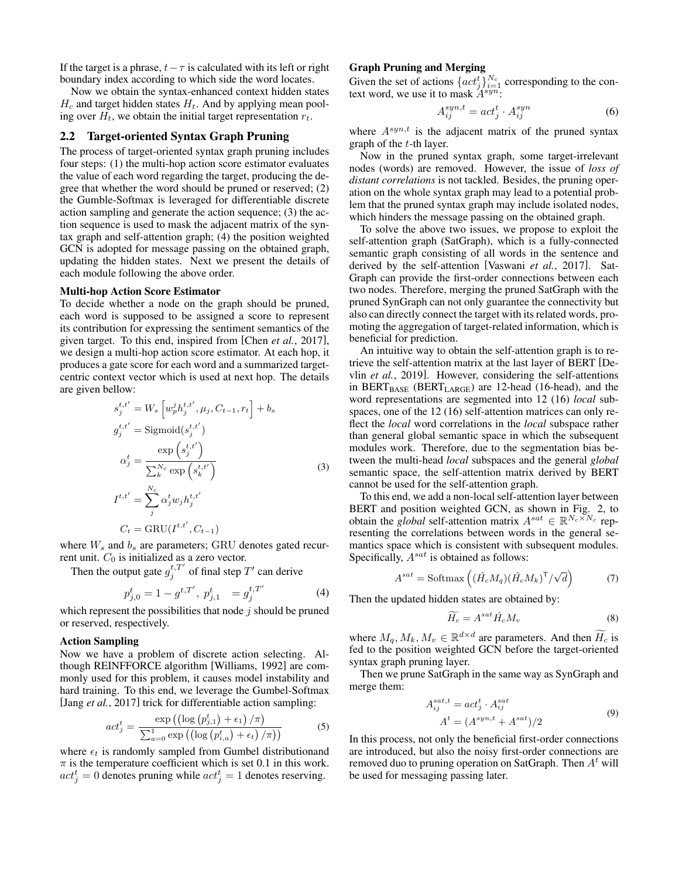If the target is a phrase, $t-\tau$ is calculated with its left or right boundary index according to which side the word locates.

Now we obtain the syntax-enhanced context hidden states $H_c$ and target hidden states $H_t$. And by applying mean pooling over $H_t$, we obtain the initial target representation $r_t$.

## 2.2 Target-oriented Syntax Graph Pruning

The process of target-oriented syntax graph pruning includes four steps: (1) the multi-hop action score estimator evaluates the value of each word regarding the target, producing the degree that whether the word should be pruned or reserved; (2) the Gumble-Softmax is leveraged for differentiable discrete action sampling and generate the action sequence; (3) the action sequence is used to mask the adjacent matrix of the syntax graph and self-attention graph; (4) the position weighted GCN is adopted for message passing on the obtained graph, updating the hidden states. Next we present the details of each module following the above order.

**Multi-hop Action Score Estimator**

To decide whether a node on the graph should be pruned, each word is supposed to be assigned a score to represent its contribution for expressing the sentiment semantics of the given target. To this end, inspired from [Chen *et al.*, 2017], we design a multi-hop action score estimator. At each hop, it produces a gate score for each word and a summarized target-centric context vector which is used at next hop. The details are given bellow:

$$
\begin{aligned}
s_j^{t,t'} &= W_s\left[w_p^j h_j^{t,t'}, \mu_j, C_{t-1}, r_t\right] + b_s \\
g_j^{t,t'} &= \text{Sigmoid}(s_j^{t,t'}) \\
\alpha_j^t &= \frac{\exp\left(s_j^{t,t'}\right)}{\sum_k^{N_c}\exp\left(s_k^{t,t'}\right)} \\
I^{t,t'} &= \sum_j^{N_c} \alpha_j^t w_j h_j^{t,t'} \\
C_t &= \text{GRU}(I^{t,t'}, C_{t-1})
\end{aligned}
\tag{3}
$$

where $W_s$ and $b_s$ are parameters; GRU denotes gated recurrent unit. $C_0$ is initialized as a zero vector.

Then the output gate $g_j^{t,T'}$ of final step $T'$ can derive

$$
p_{j,0}^t = 1 - g^{t,T'},\ p_{j,1}^t \quad = g_j^{t,T'} \tag{4}
$$

which represent the possibilities that node $j$ should be pruned or reserved, respectively.

**Action Sampling**

Now we have a problem of discrete action selecting. Although REINFFORCE algorithm [Williams, 1992] are commonly used for this problem, it causes model instability and hard training. To this end, we leverage the Gumbel-Softmax [Jang *et al.*, 2017] trick for differentiable action sampling:

$$
act_j^t = \frac{\exp\left(\left(\log\left(p_{j,1}^t\right) + \epsilon_1\right)/\pi\right)}{\sum_{a=0}^{1}\exp\left(\left(\log\left(p_{i,a}^t\right) + \epsilon_t\right)/\pi\right)} \tag{5}
$$

where $\epsilon_t$ is randomly sampled from Gumbel distributionand $\pi$ is the temperature coefficient which is set 0.1 in this work. $act_j^t = 0$ denotes pruning while $act_j^t = 1$ denotes reserving.

**Graph Pruning and Merging**

Given the set of actions $\{act_j^t\}_{i=1}^{N_c}$ corresponding to the context word, we use it to mask $A^{syn}$:

$$
A_{ij}^{syn,t} = act_j^t \cdot A_{ij}^{syn} \tag{6}
$$

where $A^{syn,t}$ is the adjacent matrix of the pruned syntax graph of the $t$-th layer.

Now in the pruned syntax graph, some target-irrelevant nodes (words) are removed. However, the issue of *loss of distant correlations* is not tackled. Besides, the pruning operation on the whole syntax graph may lead to a potential problem that the pruned syntax graph may include isolated nodes, which hinders the message passing on the obtained graph.

To solve the above two issues, we propose to exploit the self-attention graph (SatGraph), which is a fully-connected semantic graph consisting of all words in the sentence and derived by the self-attention [Vaswani *et al.*, 2017]. SatGraph can provide the first-order connections between each two nodes. Therefore, merging the pruned SatGraph with the pruned SynGraph can not only guarantee the connectivity but also can directly connect the target with its related words, promoting the aggregation of target-related information, which is beneficial for prediction.

An intuitive way to obtain the self-attention graph is to retrieve the self-attention matrix at the last layer of BERT [Devlin *et al.*, 2019]. However, considering the self-attentions in $\text{BERT}_{\text{BASE}}$ ($\text{BERT}_{\text{LARGE}}$) are 12-head (16-head), and the word representations are segmented into 12 (16) *local* subspaces, one of the 12 (16) self-attention matrices can only reflect the *local* word correlations in the *local* subspace rather than general global semantic space in which the subsequent modules work. Therefore, due to the segmentation bias between the multi-head *local* subspaces and the general *global* semantic space, the self-attention matrix derived by BERT cannot be used for the self-attention graph.

To this end, we add a non-local self-attention layer between BERT and position weighted GCN, as shown in Fig. 2, to obtain the *global* self-attention matrix $A^{sat} \in \mathbb{R}^{N_c \times N_c}$ representing the correlations between words in the general semantics space which is consistent with subsequent modules. Specifically, $A^{sat}$ is obtained as follows:

$$
A^{sat} = \text{Softmax}\left((\hat{H}_c M_q)(\hat{H}_c M_k)^{\mathsf{T}}/\sqrt{d}\right) \tag{7}
$$

Then the updated hidden states are obtained by:

$$
\widetilde{H_c} = A^{sat}\hat{H}_c M_v \tag{8}
$$

where $M_q, M_k, M_v \in \mathbb{R}^{d\times d}$ are parameters. And then $\widetilde{H_c}$ is fed to the position weighted GCN before the target-oriented syntax graph pruning layer.

Then we prune SatGraph in the same way as SynGraph and merge them:

$$
\begin{aligned}
A_{ij}^{sat,t} &= act_j^t \cdot A_{ij}^{sat} \\
A^t &= (A^{syn,t} + A^{sat})/2
\end{aligned}
\tag{9}
$$

In this process, not only the beneficial first-order connections are introduced, but also the noisy first-order connections are removed duo to pruning operation on SatGraph. Then $A^t$ will be used for messaging passing later.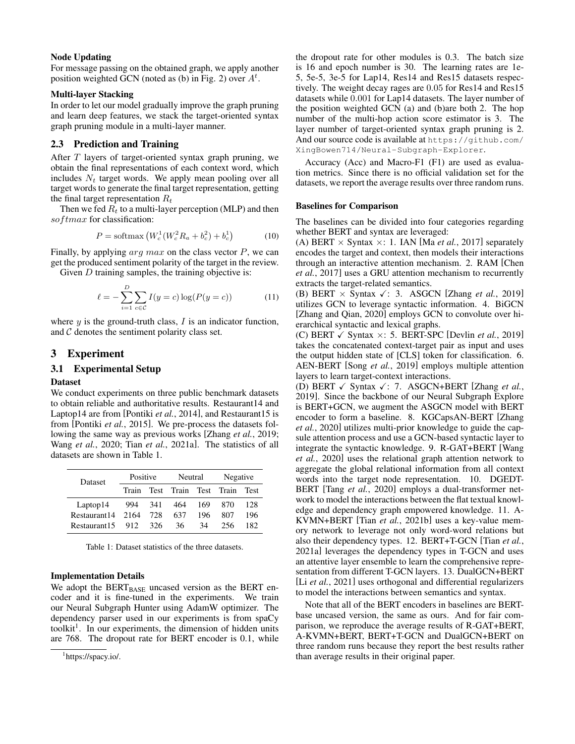**Node Updating**

For message passing on the obtained graph, we apply another position weighted GCN (noted as (b) in Fig. 2) over $A^t$.

**Multi-layer Stacking**

In order to let our model gradually improve the graph pruning and learn deep features, we stack the target-oriented syntax graph pruning module in a multi-layer manner.

## 2.3 Prediction and Training

After $T$ layers of target-oriented syntax graph pruning, we obtain the final representations of each context word, which includes $N_t$ target words. We apply mean pooling over all target words to generate the final target representation, getting the final target representation $R_t$

Then we fed $R_t$ to a multi-layer perception (MLP) and then $softmax$ for classification:

$$P = \mathrm{softmax}\left(W_c^1(W_c^2 R_a + b_c^2) + b_c^1\right) \tag{10}$$

Finally, by applying $arg\ max$ on the class vector $P$, we can get the produced sentiment polarity of the target in the review.

Given $D$ training samples, the training objective is:

$$\ell = -\sum_{i=1}^{D}\sum_{c\in\mathcal{C}} I(y=c)\log(P(y=c)) \tag{11}$$

where $y$ is the ground-truth class, $I$ is an indicator function, and $\mathcal{C}$ denotes the sentiment polarity class set.

# 3 Experiment

## 3.1 Experimental Setup

**Dataset**

We conduct experiments on three public benchmark datasets to obtain reliable and authoritative results. Restaurant14 and Laptop14 are from [Pontiki *et al.*, 2014], and Restaurant15 is from [Pontiki *et al.*, 2015]. We pre-process the datasets following the same way as previous works [Zhang *et al.*, 2019; Wang *et al.*, 2020; Tian *et al.*, 2021a]. The statistics of all datasets are shown in Table 1.

| Dataset | Positive | | Neutral | | Negative | |
|---|---|---|---|---|---|---|
| | Train | Test | Train | Test | Train | Test |
| Laptop14 | 994 | 341 | 464 | 169 | 870 | 128 |
| Restaurant14 | 2164 | 728 | 637 | 196 | 807 | 196 |
| Restaurant15 | 912 | 326 | 36 | 34 | 256 | 182 |

Table 1: Dataset statistics of the three datasets.

**Implementation Details**

We adopt the $\mathrm{BERT_{BASE}}$ uncased version as the BERT encoder and it is fine-tuned in the experiments. We train our Neural Subgraph Hunter using AdamW optimizer. The dependency parser used in our experiments is from spaCy toolkit[1]. In our experiments, the dimension of hidden units are 768. The dropout rate for BERT encoder is 0.1, while the dropout rate for other modules is 0.3. The batch size is 16 and epoch number is 30. The learning rates are 1e-5, 5e-5, 3e-5 for Lap14, Res14 and Res15 datasets respectively. The weight decay rages are 0.05 for Res14 and Res15 datasets while 0.001 for Lap14 datasets. The layer number of the position weighted GCN (a) and (b)are both 2. The hop number of the multi-hop action score estimator is 3. The layer number of target-oriented syntax graph pruning is 2. And our source code is available at https://github.com/XingBowen714/Neural-Subgraph-Explorer.

Accuracy (Acc) and Macro-F1 (F1) are used as evaluation metrics. Since there is no official validation set for the datasets, we report the average results over three random runs.

[1]https://spacy.io/.

**Baselines for Comparison**

The baselines can be divided into four categories regarding whether BERT and syntax are leveraged:

(A) BERT × Syntax ×: 1. IAN [Ma *et al.*, 2017] separately encodes the target and context, then models their interactions through an interactive attention mechanism. 2. RAM [Chen *et al.*, 2017] uses a GRU attention mechanism to recurrently extracts the target-related semantics.

(B) BERT × Syntax ✓: 3. ASGCN [Zhang *et al.*, 2019] utilizes GCN to leverage syntactic information. 4. BiGCN [Zhang and Qian, 2020] employs GCN to convolute over hierarchical syntactic and lexical graphs.

(C) BERT ✓ Syntax ×: 5. BERT-SPC [Devlin *et al.*, 2019] takes the concatenated context-target pair as input and uses the output hidden state of [CLS] token for classification. 6. AEN-BERT [Song *et al.*, 2019] employs multiple attention layers to learn target-context interactions.

(D) BERT ✓ Syntax ✓: 7. ASGCN+BERT [Zhang *et al.*, 2019]. Since the backbone of our Neural Subgraph Explore is BERT+GCN, we augment the ASGCN model with BERT encoder to form a baseline. 8. KGCapsAN-BERT [Zhang *et al.*, 2020] utilizes multi-prior knowledge to guide the capsule attention process and use a GCN-based syntactic layer to integrate the syntactic knowledge. 9. R-GAT+BERT [Wang *et al.*, 2020] uses the relational graph attention network to aggregate the global relational information from all context words into the target node representation. 10. DGEDT-BERT [Tang *et al.*, 2020] employs a dual-transformer network to model the interactions between the flat textual knowledge and dependency graph empowered knowledge. 11. A-KVMN+BERT [Tian *et al.*, 2021b] uses a key-value memory network to leverage not only word-word relations but also their dependency types. 12. BERT+T-GCN [Tian *et al.*, 2021a] leverages the dependency types in T-GCN and uses an attentive layer ensemble to learn the comprehensive representation from different T-GCN layers. 13. DualGCN+BERT [Li *et al.*, 2021] uses orthogonal and differential regularizers to model the interactions between semantics and syntax.

Note that all of the BERT encoders in baselines are BERT-base uncased version, the same as ours. And for fair comparison, we reproduce the average results of R-GAT+BERT, A-KVMN+BERT, BERT+T-GCN and DualGCN+BERT on three random runs because they report the best results rather than average results in their original paper.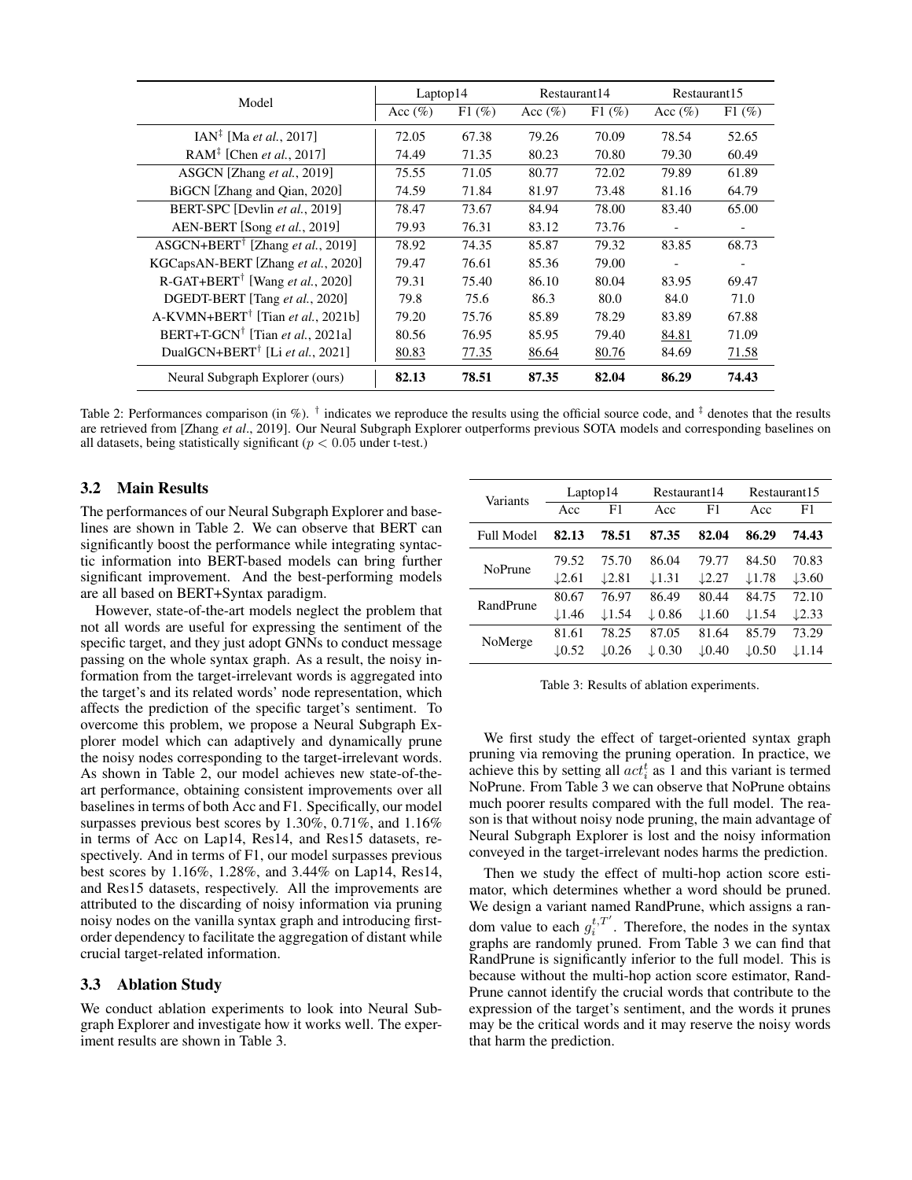| Model | Laptop14 | | Restaurant14 | | Restaurant15 | |
|---|---|---|---|---|---|---|
| | Acc (%) | F1 (%) | Acc (%) | F1 (%) | Acc (%) | F1 (%) |
| IAN[‡] [Ma *et al.*, 2017] | 72.05 | 67.38 | 79.26 | 70.09 | 78.54 | 52.65 |
| RAM[‡] [Chen *et al.*, 2017] | 74.49 | 71.35 | 80.23 | 70.80 | 79.30 | 60.49 |
| ASGCN [Zhang *et al.*, 2019] | 75.55 | 71.05 | 80.77 | 72.02 | 79.89 | 61.89 |
| BiGCN [Zhang and Qian, 2020] | 74.59 | 71.84 | 81.97 | 73.48 | 81.16 | 64.79 |
| BERT-SPC [Devlin *et al.*, 2019] | 78.47 | 73.67 | 84.94 | 78.00 | 83.40 | 65.00 |
| AEN-BERT [Song *et al.*, 2019] | 79.93 | 76.31 | 83.12 | 73.76 | - | - |
| ASGCN+BERT[†] [Zhang *et al.*, 2019] | 78.92 | 74.35 | 85.87 | 79.32 | 83.85 | 68.73 |
| KGCapsAN-BERT [Zhang *et al.*, 2020] | 79.47 | 76.61 | 85.36 | 79.00 | - | - |
| R-GAT+BERT[†] [Wang *et al.*, 2020] | 79.31 | 75.40 | 86.10 | 80.04 | 83.95 | 69.47 |
| DGEDT-BERT [Tang *et al.*, 2020] | 79.8 | 75.6 | 86.3 | 80.0 | 84.0 | 71.0 |
| A-KVMN+BERT[†] [Tian *et al.*, 2021b] | 79.20 | 75.76 | 85.89 | 78.29 | 83.89 | 67.88 |
| BERT+T-GCN[†] [Tian *et al.*, 2021a] | 80.56 | 76.95 | 85.95 | 79.40 | 84.81 | 71.09 |
| DualGCN+BERT[†] [Li *et al.*, 2021] | 80.83 | 77.35 | 86.64 | 80.76 | 84.69 | 71.58 |
| Neural Subgraph Explorer (ours) | **82.13** | **78.51** | **87.35** | **82.04** | **86.29** | **74.43** |

Table 2: Performances comparison (in %). [†] indicates we reproduce the results using the official source code, and [‡] denotes that the results are retrieved from [Zhang *et al*., 2019]. Our Neural Subgraph Explorer outperforms previous SOTA models and corresponding baselines on all datasets, being statistically significant ($p < 0.05$ under t-test.)

### 3.2 Main Results

The performances of our Neural Subgraph Explorer and baselines are shown in Table 2. We can observe that BERT can significantly boost the performance while integrating syntactic information into BERT-based models can bring further significant improvement. And the best-performing models are all based on BERT+Syntax paradigm.

However, state-of-the-art models neglect the problem that not all words are useful for expressing the sentiment of the specific target, and they just adopt GNNs to conduct message passing on the whole syntax graph. As a result, the noisy information from the target-irrelevant words is aggregated into the target's and its related words' node representation, which affects the prediction of the specific target's sentiment. To overcome this problem, we propose a Neural Subgraph Explorer model which can adaptively and dynamically prune the noisy nodes corresponding to the target-irrelevant words. As shown in Table 2, our model achieves new state-of-the-art performance, obtaining consistent improvements over all baselines in terms of both Acc and F1. Specifically, our model surpasses previous best scores by 1.30%, 0.71%, and 1.16% in terms of Acc on Lap14, Res14, and Res15 datasets, respectively. And in terms of F1, our model surpasses previous best scores by 1.16%, 1.28%, and 3.44% on Lap14, Res14, and Res15 datasets, respectively. All the improvements are attributed to the discarding of noisy information via pruning noisy nodes on the vanilla syntax graph and introducing first-order dependency to facilitate the aggregation of distant while crucial target-related information.

### 3.3 Ablation Study

We conduct ablation experiments to look into Neural Subgraph Explorer and investigate how it works well. The experiment results are shown in Table 3.

| Variants | Laptop14 | | Restaurant14 | | Restaurant15 | |
|---|---|---|---|---|---|---|
| | Acc | F1 | Acc | F1 | Acc | F1 |
| Full Model | **82.13** | **78.51** | **87.35** | **82.04** | **86.29** | **74.43** |
| NoPrune | 79.52 ↓2.61 | 75.70 ↓2.81 | 86.04 ↓1.31 | 79.77 ↓2.27 | 84.50 ↓1.78 | 70.83 ↓3.60 |
| RandPrune | 80.67 ↓1.46 | 76.97 ↓1.54 | 86.49 ↓0.86 | 80.44 ↓1.60 | 84.75 ↓1.54 | 72.10 ↓2.33 |
| NoMerge | 81.61 ↓0.52 | 78.25 ↓0.26 | 87.05 ↓0.30 | 81.64 ↓0.40 | 85.79 ↓0.50 | 73.29 ↓1.14 |

Table 3: Results of ablation experiments.

We first study the effect of target-oriented syntax graph pruning via removing the pruning operation. In practice, we achieve this by setting all $act_i^t$ as 1 and this variant is termed NoPrune. From Table 3 we can observe that NoPrune obtains much poorer results compared with the full model. The reason is that without noisy node pruning, the main advantage of Neural Subgraph Explorer is lost and the noisy information conveyed in the target-irrelevant nodes harms the prediction.

Then we study the effect of multi-hop action score estimator, which determines whether a word should be pruned. We design a variant named RandPrune, which assigns a random value to each $g_i^{t,T'}$. Therefore, the nodes in the syntax graphs are randomly pruned. From Table 3 we can find that RandPrune is significantly inferior to the full model. This is because without the multi-hop action score estimator, RandPrune cannot identify the crucial words that contribute to the expression of the target's sentiment, and the words it prunes may be the critical words and it may reserve the noisy words that harm the prediction.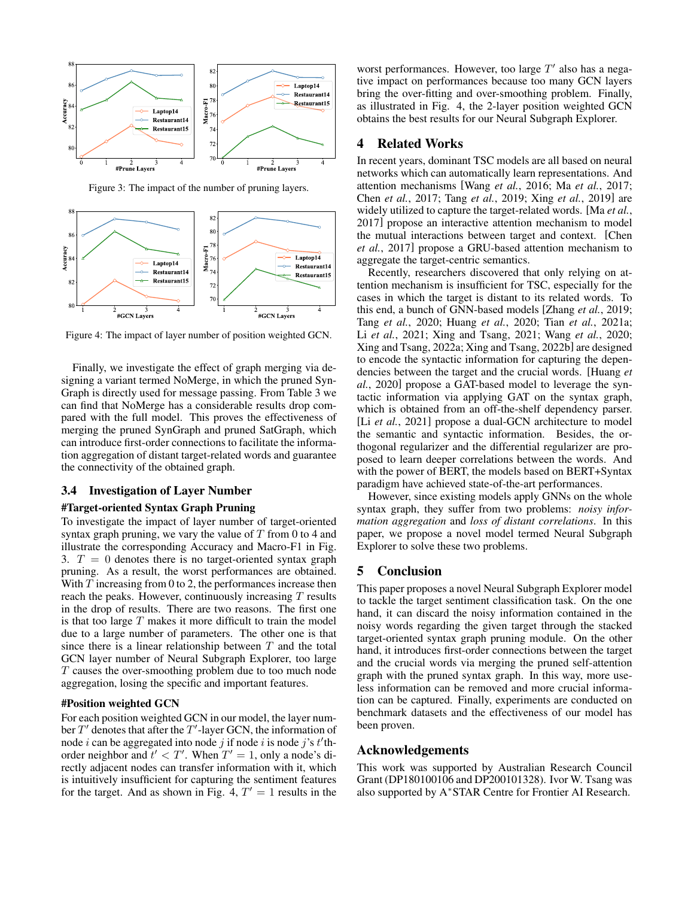Figure 3: The impact of the number of pruning layers.

Figure 4: The impact of layer number of position weighted GCN.

Finally, we investigate the effect of graph merging via designing a variant termed NoMerge, in which the pruned SynGraph is directly used for message passing. From Table 3 we can find that NoMerge has a considerable results drop compared with the full model. This proves the effectiveness of merging the pruned SynGraph and pruned SatGraph, which can introduce first-order connections to facilitate the information aggregation of distant target-related words and guarantee the connectivity of the obtained graph.

### 3.4 Investigation of Layer Number

#### #Target-oriented Syntax Graph Pruning

To investigate the impact of layer number of target-oriented syntax graph pruning, we vary the value of $T$ from 0 to 4 and illustrate the corresponding Accuracy and Macro-F1 in Fig. 3. $T = 0$ denotes there is no target-oriented syntax graph pruning. As a result, the worst performances are obtained. With $T$ increasing from 0 to 2, the performances increase then reach the peaks. However, continuously increasing $T$ results in the drop of results. There are two reasons. The first one is that too large $T$ makes it more difficult to train the model due to a large number of parameters. The other one is that since there is a linear relationship between $T$ and the total GCN layer number of Neural Subgraph Explorer, too large $T$ causes the over-smoothing problem due to too much node aggregation, losing the specific and important features.

#### #Position weighted GCN

For each position weighted GCN in our model, the layer number $T'$ denotes that after the $T'$-layer GCN, the information of node $i$ can be aggregated into node $j$ if node $i$ is node $j$'s $t'$th-order neighbor and $t' < T'$. When $T' = 1$, only a node's directly adjacent nodes can transfer information with it, which is intuitively insufficient for capturing the sentiment features for the target. And as shown in Fig. 4, $T' = 1$ results in the worst performances. However, too large $T'$ also has a negative impact on performances because too many GCN layers bring the over-fitting and over-smoothing problem. Finally, as illustrated in Fig. 4, the 2-layer position weighted GCN obtains the best results for our Neural Subgraph Explorer.

## 4 Related Works

In recent years, dominant TSC models are all based on neural networks which can automatically learn representations. And attention mechanisms [Wang *et al.*, 2016; Ma *et al.*, 2017; Chen *et al.*, 2017; Tang *et al.*, 2019; Xing *et al.*, 2019] are widely utilized to capture the target-related words. [Ma *et al.*, 2017] propose an interactive attention mechanism to model the mutual interactions between target and context. [Chen *et al.*, 2017] propose a GRU-based attention mechanism to aggregate the target-centric semantics.

Recently, researchers discovered that only relying on attention mechanism is insufficient for TSC, especially for the cases in which the target is distant to its related words. To this end, a bunch of GNN-based models [Zhang *et al.*, 2019; Tang *et al.*, 2020; Huang *et al.*, 2020; Tian *et al.*, 2021a; Li *et al.*, 2021; Xing and Tsang, 2021; Wang *et al.*, 2020; Xing and Tsang, 2022a; Xing and Tsang, 2022b] are designed to encode the syntactic information for capturing the dependencies between the target and the crucial words. [Huang *et al.*, 2020] propose a GAT-based model to leverage the syntactic information via applying GAT on the syntax graph, which is obtained from an off-the-shelf dependency parser. [Li *et al.*, 2021] propose a dual-GCN architecture to model the semantic and syntactic information. Besides, the orthogonal regularizer and the differential regularizer are proposed to learn deeper correlations between the words. And with the power of BERT, the models based on BERT+Syntax paradigm have achieved state-of-the-art performances.

However, since existing models apply GNNs on the whole syntax graph, they suffer from two problems: *noisy information aggregation* and *loss of distant correlations*. In this paper, we propose a novel model termed Neural Subgraph Explorer to solve these two problems.

## 5 Conclusion

This paper proposes a novel Neural Subgraph Explorer model to tackle the target sentiment classification task. On the one hand, it can discard the noisy information contained in the noisy words regarding the given target through the stacked target-oriented syntax graph pruning module. On the other hand, it introduces first-order connections between the target and the crucial words via merging the pruned self-attention graph with the pruned syntax graph. In this way, more useless information can be removed and more crucial information can be captured. Finally, experiments are conducted on benchmark datasets and the effectiveness of our model has been proven.

## Acknowledgements

This work was supported by Australian Research Council Grant (DP180100106 and DP200101328). Ivor W. Tsang was also supported by A*STAR Centre for Frontier AI Research.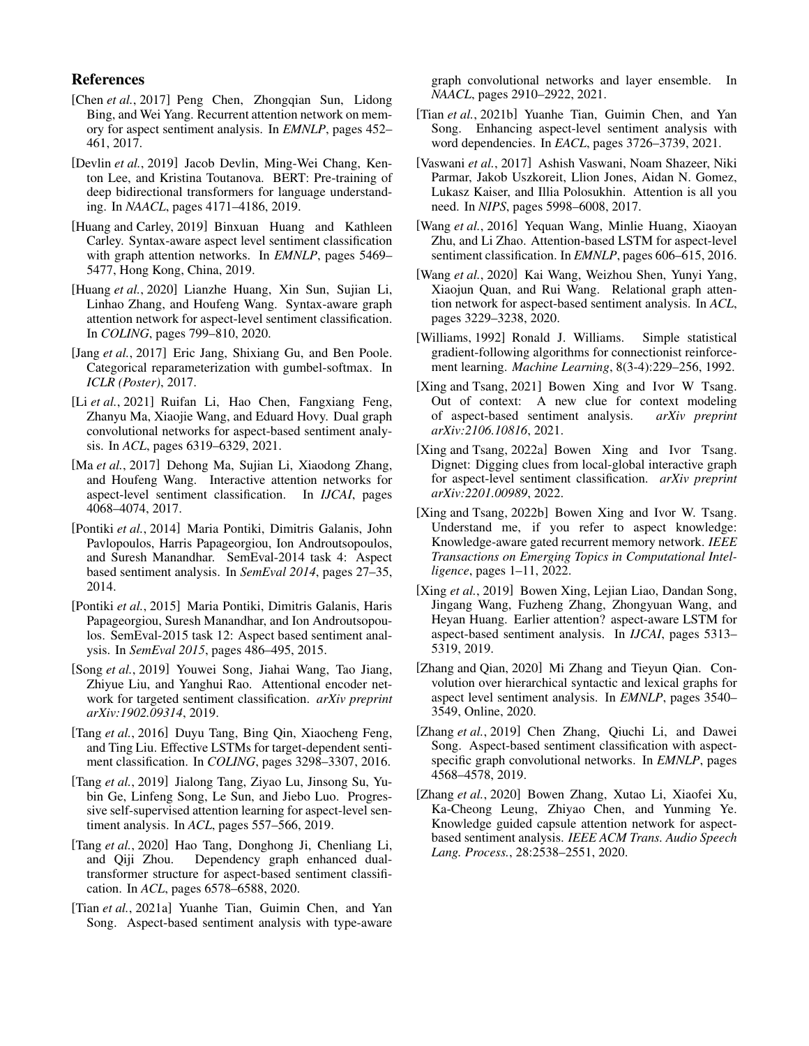## References

[Chen *et al.*, 2017] Peng Chen, Zhongqian Sun, Lidong Bing, and Wei Yang. Recurrent attention network on memory for aspect sentiment analysis. In *EMNLP*, pages 452–461, 2017.

[Devlin *et al.*, 2019] Jacob Devlin, Ming-Wei Chang, Kenton Lee, and Kristina Toutanova. BERT: Pre-training of deep bidirectional transformers for language understanding. In *NAACL*, pages 4171–4186, 2019.

[Huang and Carley, 2019] Binxuan Huang and Kathleen Carley. Syntax-aware aspect level sentiment classification with graph attention networks. In *EMNLP*, pages 5469–5477, Hong Kong, China, 2019.

[Huang *et al.*, 2020] Lianzhe Huang, Xin Sun, Sujian Li, Linhao Zhang, and Houfeng Wang. Syntax-aware graph attention network for aspect-level sentiment classification. In *COLING*, pages 799–810, 2020.

[Jang *et al.*, 2017] Eric Jang, Shixiang Gu, and Ben Poole. Categorical reparameterization with gumbel-softmax. In *ICLR (Poster)*, 2017.

[Li *et al.*, 2021] Ruifan Li, Hao Chen, Fangxiang Feng, Zhanyu Ma, Xiaojie Wang, and Eduard Hovy. Dual graph convolutional networks for aspect-based sentiment analysis. In *ACL*, pages 6319–6329, 2021.

[Ma *et al.*, 2017] Dehong Ma, Sujian Li, Xiaodong Zhang, and Houfeng Wang. Interactive attention networks for aspect-level sentiment classification. In *IJCAI*, pages 4068–4074, 2017.

[Pontiki *et al.*, 2014] Maria Pontiki, Dimitris Galanis, John Pavlopoulos, Harris Papageorgiou, Ion Androutsopoulos, and Suresh Manandhar. SemEval-2014 task 4: Aspect based sentiment analysis. In *SemEval 2014*, pages 27–35, 2014.

[Pontiki *et al.*, 2015] Maria Pontiki, Dimitris Galanis, Haris Papageorgiou, Suresh Manandhar, and Ion Androutsopoulos. SemEval-2015 task 12: Aspect based sentiment analysis. In *SemEval 2015*, pages 486–495, 2015.

[Song *et al.*, 2019] Youwei Song, Jiahai Wang, Tao Jiang, Zhiyue Liu, and Yanghui Rao. Attentional encoder network for targeted sentiment classification. *arXiv preprint arXiv:1902.09314*, 2019.

[Tang *et al.*, 2016] Duyu Tang, Bing Qin, Xiaocheng Feng, and Ting Liu. Effective LSTMs for target-dependent sentiment classification. In *COLING*, pages 3298–3307, 2016.

[Tang *et al.*, 2019] Jialong Tang, Ziyao Lu, Jinsong Su, Yubin Ge, Linfeng Song, Le Sun, and Jiebo Luo. Progressive self-supervised attention learning for aspect-level sentiment analysis. In *ACL*, pages 557–566, 2019.

[Tang *et al.*, 2020] Hao Tang, Donghong Ji, Chenliang Li, and Qiji Zhou. Dependency graph enhanced dual-transformer structure for aspect-based sentiment classification. In *ACL*, pages 6578–6588, 2020.

[Tian *et al.*, 2021a] Yuanhe Tian, Guimin Chen, and Yan Song. Aspect-based sentiment analysis with type-aware graph convolutional networks and layer ensemble. In *NAACL*, pages 2910–2922, 2021.

[Tian *et al.*, 2021b] Yuanhe Tian, Guimin Chen, and Yan Song. Enhancing aspect-level sentiment analysis with word dependencies. In *EACL*, pages 3726–3739, 2021.

[Vaswani *et al.*, 2017] Ashish Vaswani, Noam Shazeer, Niki Parmar, Jakob Uszkoreit, Llion Jones, Aidan N. Gomez, Lukasz Kaiser, and Illia Polosukhin. Attention is all you need. In *NIPS*, pages 5998–6008, 2017.

[Wang *et al.*, 2016] Yequan Wang, Minlie Huang, Xiaoyan Zhu, and Li Zhao. Attention-based LSTM for aspect-level sentiment classification. In *EMNLP*, pages 606–615, 2016.

[Wang *et al.*, 2020] Kai Wang, Weizhou Shen, Yunyi Yang, Xiaojun Quan, and Rui Wang. Relational graph attention network for aspect-based sentiment analysis. In *ACL*, pages 3229–3238, 2020.

[Williams, 1992] Ronald J. Williams. Simple statistical gradient-following algorithms for connectionist reinforcement learning. *Machine Learning*, 8(3-4):229–256, 1992.

[Xing and Tsang, 2021] Bowen Xing and Ivor W Tsang. Out of context: A new clue for context modeling of aspect-based sentiment analysis. *arXiv preprint arXiv:2106.10816*, 2021.

[Xing and Tsang, 2022a] Bowen Xing and Ivor Tsang. Dignet: Digging clues from local-global interactive graph for aspect-level sentiment classification. *arXiv preprint arXiv:2201.00989*, 2022.

[Xing and Tsang, 2022b] Bowen Xing and Ivor W. Tsang. Understand me, if you refer to aspect knowledge: Knowledge-aware gated recurrent memory network. *IEEE Transactions on Emerging Topics in Computational Intelligence*, pages 1–11, 2022.

[Xing *et al.*, 2019] Bowen Xing, Lejian Liao, Dandan Song, Jingang Wang, Fuzheng Zhang, Zhongyuan Wang, and Heyan Huang. Earlier attention? aspect-aware LSTM for aspect-based sentiment analysis. In *IJCAI*, pages 5313–5319, 2019.

[Zhang and Qian, 2020] Mi Zhang and Tieyun Qian. Convolution over hierarchical syntactic and lexical graphs for aspect level sentiment analysis. In *EMNLP*, pages 3540–3549, Online, 2020.

[Zhang *et al.*, 2019] Chen Zhang, Qiuchi Li, and Dawei Song. Aspect-based sentiment classification with aspect-specific graph convolutional networks. In *EMNLP*, pages 4568–4578, 2019.

[Zhang *et al.*, 2020] Bowen Zhang, Xutao Li, Xiaofei Xu, Ka-Cheong Leung, Zhiyao Chen, and Yunming Ye. Knowledge guided capsule attention network for aspect-based sentiment analysis. *IEEE ACM Trans. Audio Speech Lang. Process.*, 28:2538–2551, 2020.